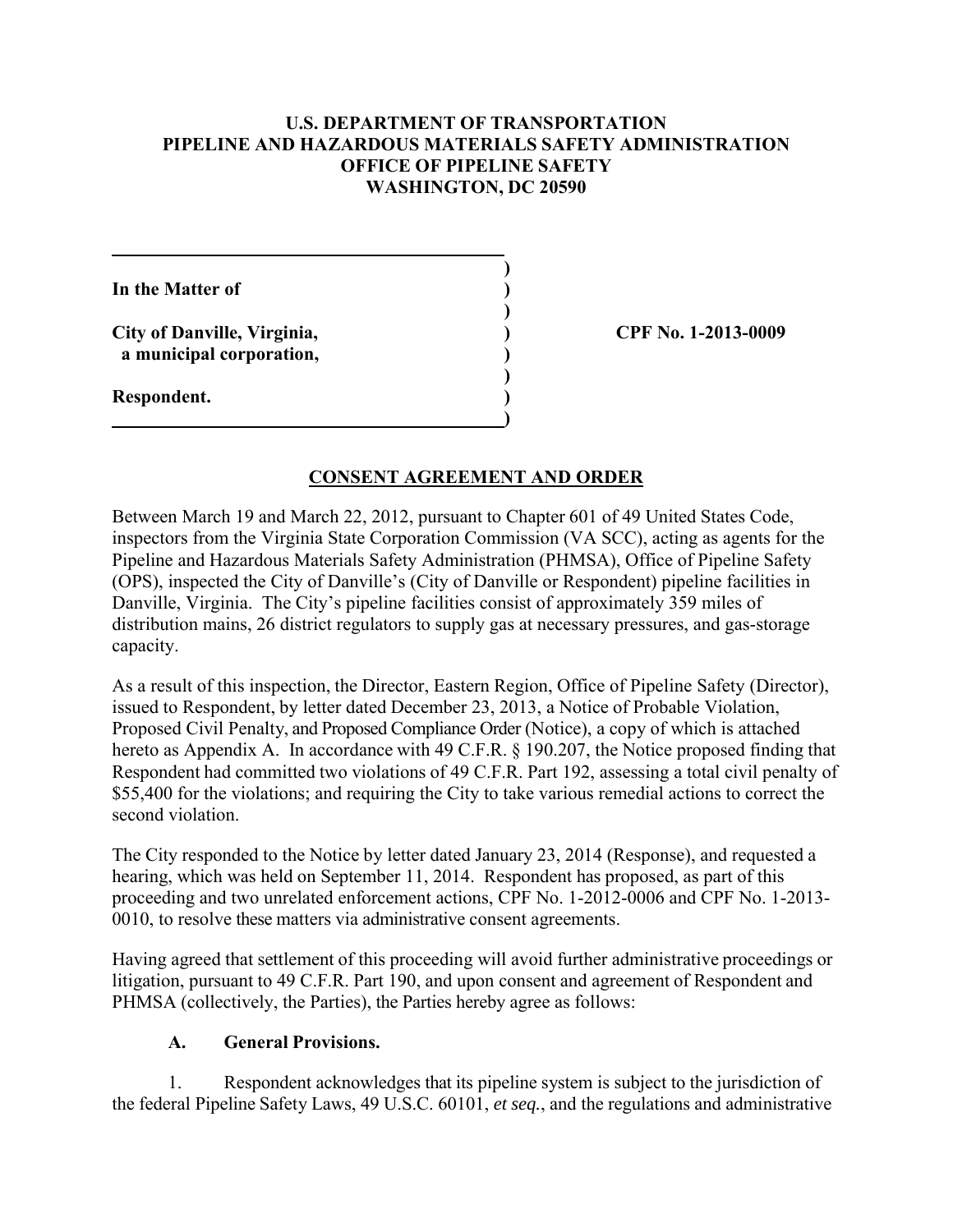**U.S. DEPARTMENT OF TRANSPORTATION**
**PIPELINE AND HAZARDOUS MATERIALS SAFETY ADMINISTRATION**
**OFFICE OF PIPELINE SAFETY**
**WASHINGTON, DC 20590**

**In the Matter of**

**City of Danville, Virginia,**
**a municipal corporation,**

**Respondent.**

**CPF No. 1-2013-0009**

## CONSENT AGREEMENT AND ORDER

Between March 19 and March 22, 2012, pursuant to Chapter 601 of 49 United States Code, inspectors from the Virginia State Corporation Commission (VA SCC), acting as agents for the Pipeline and Hazardous Materials Safety Administration (PHMSA), Office of Pipeline Safety (OPS), inspected the City of Danville's (City of Danville or Respondent) pipeline facilities in Danville, Virginia. The City's pipeline facilities consist of approximately 359 miles of distribution mains, 26 district regulators to supply gas at necessary pressures, and gas-storage capacity.

As a result of this inspection, the Director, Eastern Region, Office of Pipeline Safety (Director), issued to Respondent, by letter dated December 23, 2013, a Notice of Probable Violation, Proposed Civil Penalty, and Proposed Compliance Order (Notice), a copy of which is attached hereto as Appendix A. In accordance with 49 C.F.R. § 190.207, the Notice proposed finding that Respondent had committed two violations of 49 C.F.R. Part 192, assessing a total civil penalty of $55,400 for the violations; and requiring the City to take various remedial actions to correct the second violation.

The City responded to the Notice by letter dated January 23, 2014 (Response), and requested a hearing, which was held on September 11, 2014. Respondent has proposed, as part of this proceeding and two unrelated enforcement actions, CPF No. 1-2012-0006 and CPF No. 1-2013-0010, to resolve these matters via administrative consent agreements.

Having agreed that settlement of this proceeding will avoid further administrative proceedings or litigation, pursuant to 49 C.F.R. Part 190, and upon consent and agreement of Respondent and PHMSA (collectively, the Parties), the Parties hereby agree as follows:

### A. General Provisions.

1. Respondent acknowledges that its pipeline system is subject to the jurisdiction of the federal Pipeline Safety Laws, 49 U.S.C. 60101, *et seq.*, and the regulations and administrative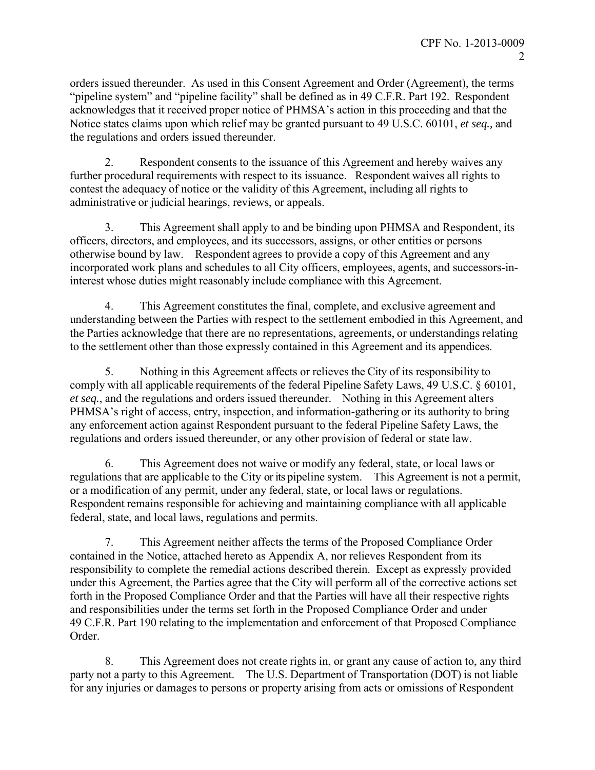orders issued thereunder. As used in this Consent Agreement and Order (Agreement), the terms "pipeline system" and "pipeline facility" shall be defined as in 49 C.F.R. Part 192. Respondent acknowledges that it received proper notice of PHMSA's action in this proceeding and that the Notice states claims upon which relief may be granted pursuant to 49 U.S.C. 60101, *et seq.,* and the regulations and orders issued thereunder.

2. Respondent consents to the issuance of this Agreement and hereby waives any further procedural requirements with respect to its issuance. Respondent waives all rights to contest the adequacy of notice or the validity of this Agreement, including all rights to administrative or judicial hearings, reviews, or appeals.

3. This Agreement shall apply to and be binding upon PHMSA and Respondent, its officers, directors, and employees, and its successors, assigns, or other entities or persons otherwise bound by law. Respondent agrees to provide a copy of this Agreement and any incorporated work plans and schedules to all City officers, employees, agents, and successors-in-interest whose duties might reasonably include compliance with this Agreement.

4. This Agreement constitutes the final, complete, and exclusive agreement and understanding between the Parties with respect to the settlement embodied in this Agreement, and the Parties acknowledge that there are no representations, agreements, or understandings relating to the settlement other than those expressly contained in this Agreement and its appendices.

5. Nothing in this Agreement affects or relieves the City of its responsibility to comply with all applicable requirements of the federal Pipeline Safety Laws, 49 U.S.C. § 60101, *et seq.*, and the regulations and orders issued thereunder. Nothing in this Agreement alters PHMSA's right of access, entry, inspection, and information-gathering or its authority to bring any enforcement action against Respondent pursuant to the federal Pipeline Safety Laws, the regulations and orders issued thereunder, or any other provision of federal or state law.

6. This Agreement does not waive or modify any federal, state, or local laws or regulations that are applicable to the City or its pipeline system. This Agreement is not a permit, or a modification of any permit, under any federal, state, or local laws or regulations. Respondent remains responsible for achieving and maintaining compliance with all applicable federal, state, and local laws, regulations and permits.

7. This Agreement neither affects the terms of the Proposed Compliance Order contained in the Notice, attached hereto as Appendix A, nor relieves Respondent from its responsibility to complete the remedial actions described therein. Except as expressly provided under this Agreement, the Parties agree that the City will perform all of the corrective actions set forth in the Proposed Compliance Order and that the Parties will have all their respective rights and responsibilities under the terms set forth in the Proposed Compliance Order and under 49 C.F.R. Part 190 relating to the implementation and enforcement of that Proposed Compliance Order.

8. This Agreement does not create rights in, or grant any cause of action to, any third party not a party to this Agreement. The U.S. Department of Transportation (DOT) is not liable for any injuries or damages to persons or property arising from acts or omissions of Respondent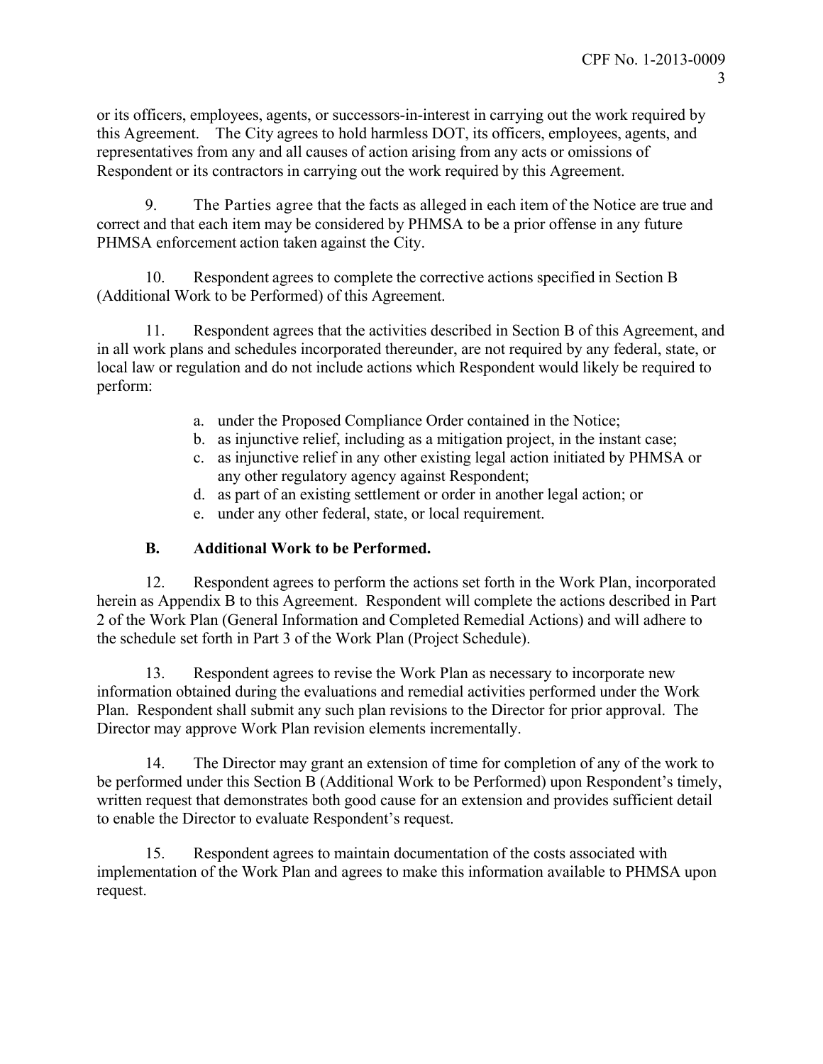or its officers, employees, agents, or successors-in-interest in carrying out the work required by this Agreement. The City agrees to hold harmless DOT, its officers, employees, agents, and representatives from any and all causes of action arising from any acts or omissions of Respondent or its contractors in carrying out the work required by this Agreement.

9. The Parties agree that the facts as alleged in each item of the Notice are true and correct and that each item may be considered by PHMSA to be a prior offense in any future PHMSA enforcement action taken against the City.

10. Respondent agrees to complete the corrective actions specified in Section B (Additional Work to be Performed) of this Agreement.

11. Respondent agrees that the activities described in Section B of this Agreement, and in all work plans and schedules incorporated thereunder, are not required by any federal, state, or local law or regulation and do not include actions which Respondent would likely be required to perform:

a. under the Proposed Compliance Order contained in the Notice;
b. as injunctive relief, including as a mitigation project, in the instant case;
c. as injunctive relief in any other existing legal action initiated by PHMSA or any other regulatory agency against Respondent;
d. as part of an existing settlement or order in another legal action; or
e. under any other federal, state, or local requirement.

**B. Additional Work to be Performed.**

12. Respondent agrees to perform the actions set forth in the Work Plan, incorporated herein as Appendix B to this Agreement. Respondent will complete the actions described in Part 2 of the Work Plan (General Information and Completed Remedial Actions) and will adhere to the schedule set forth in Part 3 of the Work Plan (Project Schedule).

13. Respondent agrees to revise the Work Plan as necessary to incorporate new information obtained during the evaluations and remedial activities performed under the Work Plan. Respondent shall submit any such plan revisions to the Director for prior approval. The Director may approve Work Plan revision elements incrementally.

14. The Director may grant an extension of time for completion of any of the work to be performed under this Section B (Additional Work to be Performed) upon Respondent's timely, written request that demonstrates both good cause for an extension and provides sufficient detail to enable the Director to evaluate Respondent's request.

15. Respondent agrees to maintain documentation of the costs associated with implementation of the Work Plan and agrees to make this information available to PHMSA upon request.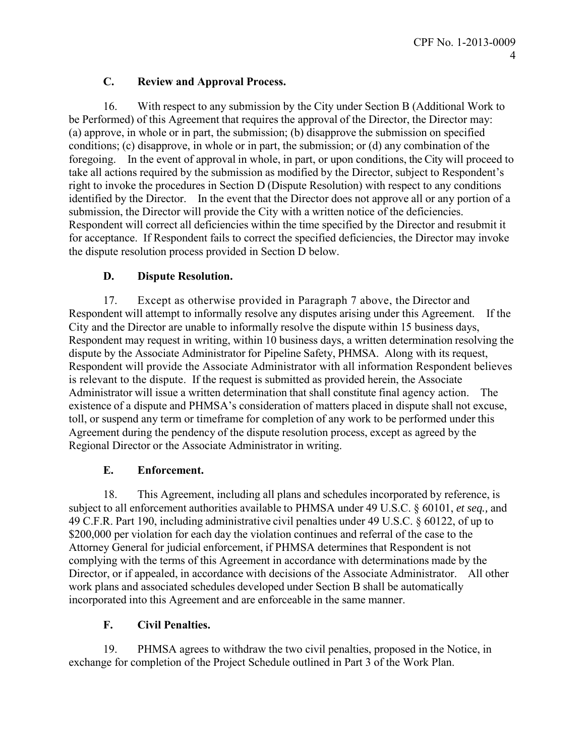### C. Review and Approval Process.

16. With respect to any submission by the City under Section B (Additional Work to be Performed) of this Agreement that requires the approval of the Director, the Director may: (a) approve, in whole or in part, the submission; (b) disapprove the submission on specified conditions; (c) disapprove, in whole or in part, the submission; or (d) any combination of the foregoing. In the event of approval in whole, in part, or upon conditions, the City will proceed to take all actions required by the submission as modified by the Director, subject to Respondent's right to invoke the procedures in Section D (Dispute Resolution) with respect to any conditions identified by the Director. In the event that the Director does not approve all or any portion of a submission, the Director will provide the City with a written notice of the deficiencies. Respondent will correct all deficiencies within the time specified by the Director and resubmit it for acceptance. If Respondent fails to correct the specified deficiencies, the Director may invoke the dispute resolution process provided in Section D below.

### D. Dispute Resolution.

17. Except as otherwise provided in Paragraph 7 above, the Director and Respondent will attempt to informally resolve any disputes arising under this Agreement. If the City and the Director are unable to informally resolve the dispute within 15 business days, Respondent may request in writing, within 10 business days, a written determination resolving the dispute by the Associate Administrator for Pipeline Safety, PHMSA. Along with its request, Respondent will provide the Associate Administrator with all information Respondent believes is relevant to the dispute. If the request is submitted as provided herein, the Associate Administrator will issue a written determination that shall constitute final agency action. The existence of a dispute and PHMSA's consideration of matters placed in dispute shall not excuse, toll, or suspend any term or timeframe for completion of any work to be performed under this Agreement during the pendency of the dispute resolution process, except as agreed by the Regional Director or the Associate Administrator in writing.

### E. Enforcement.

18. This Agreement, including all plans and schedules incorporated by reference, is subject to all enforcement authorities available to PHMSA under 49 U.S.C. § 60101, *et seq.,* and 49 C.F.R. Part 190, including administrative civil penalties under 49 U.S.C. § 60122, of up to $200,000 per violation for each day the violation continues and referral of the case to the Attorney General for judicial enforcement, if PHMSA determines that Respondent is not complying with the terms of this Agreement in accordance with determinations made by the Director, or if appealed, in accordance with decisions of the Associate Administrator. All other work plans and associated schedules developed under Section B shall be automatically incorporated into this Agreement and are enforceable in the same manner.

### F. Civil Penalties.

19. PHMSA agrees to withdraw the two civil penalties, proposed in the Notice, in exchange for completion of the Project Schedule outlined in Part 3 of the Work Plan.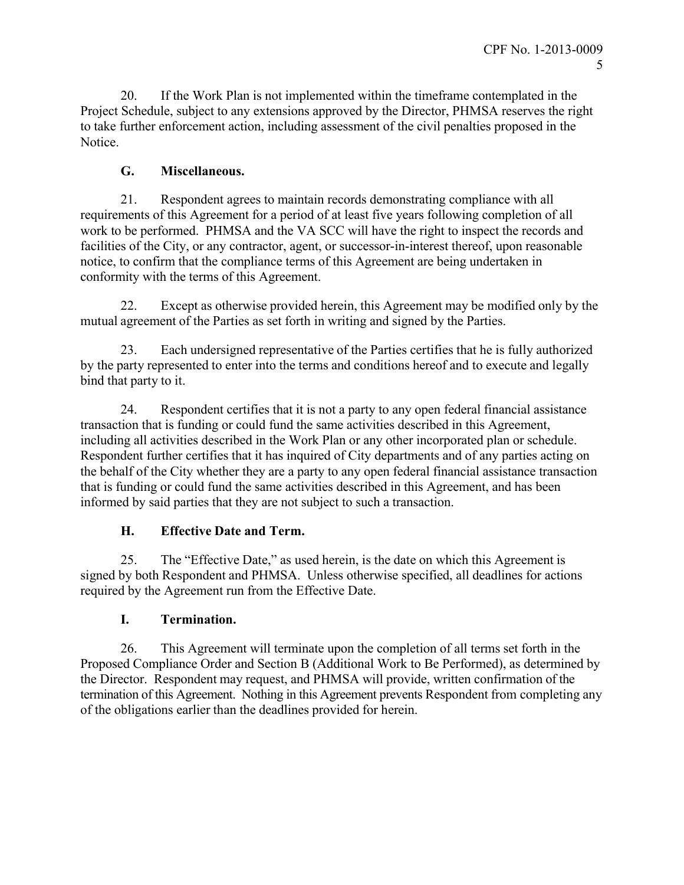20. If the Work Plan is not implemented within the timeframe contemplated in the Project Schedule, subject to any extensions approved by the Director, PHMSA reserves the right to take further enforcement action, including assessment of the civil penalties proposed in the Notice.

## G. Miscellaneous.

21. Respondent agrees to maintain records demonstrating compliance with all requirements of this Agreement for a period of at least five years following completion of all work to be performed. PHMSA and the VA SCC will have the right to inspect the records and facilities of the City, or any contractor, agent, or successor-in-interest thereof, upon reasonable notice, to confirm that the compliance terms of this Agreement are being undertaken in conformity with the terms of this Agreement.

22. Except as otherwise provided herein, this Agreement may be modified only by the mutual agreement of the Parties as set forth in writing and signed by the Parties.

23. Each undersigned representative of the Parties certifies that he is fully authorized by the party represented to enter into the terms and conditions hereof and to execute and legally bind that party to it.

24. Respondent certifies that it is not a party to any open federal financial assistance transaction that is funding or could fund the same activities described in this Agreement, including all activities described in the Work Plan or any other incorporated plan or schedule. Respondent further certifies that it has inquired of City departments and of any parties acting on the behalf of the City whether they are a party to any open federal financial assistance transaction that is funding or could fund the same activities described in this Agreement, and has been informed by said parties that they are not subject to such a transaction.

## H. Effective Date and Term.

25. The "Effective Date," as used herein, is the date on which this Agreement is signed by both Respondent and PHMSA. Unless otherwise specified, all deadlines for actions required by the Agreement run from the Effective Date.

## I. Termination.

26. This Agreement will terminate upon the completion of all terms set forth in the Proposed Compliance Order and Section B (Additional Work to Be Performed), as determined by the Director. Respondent may request, and PHMSA will provide, written confirmation of the termination of this Agreement. Nothing in this Agreement prevents Respondent from completing any of the obligations earlier than the deadlines provided for herein.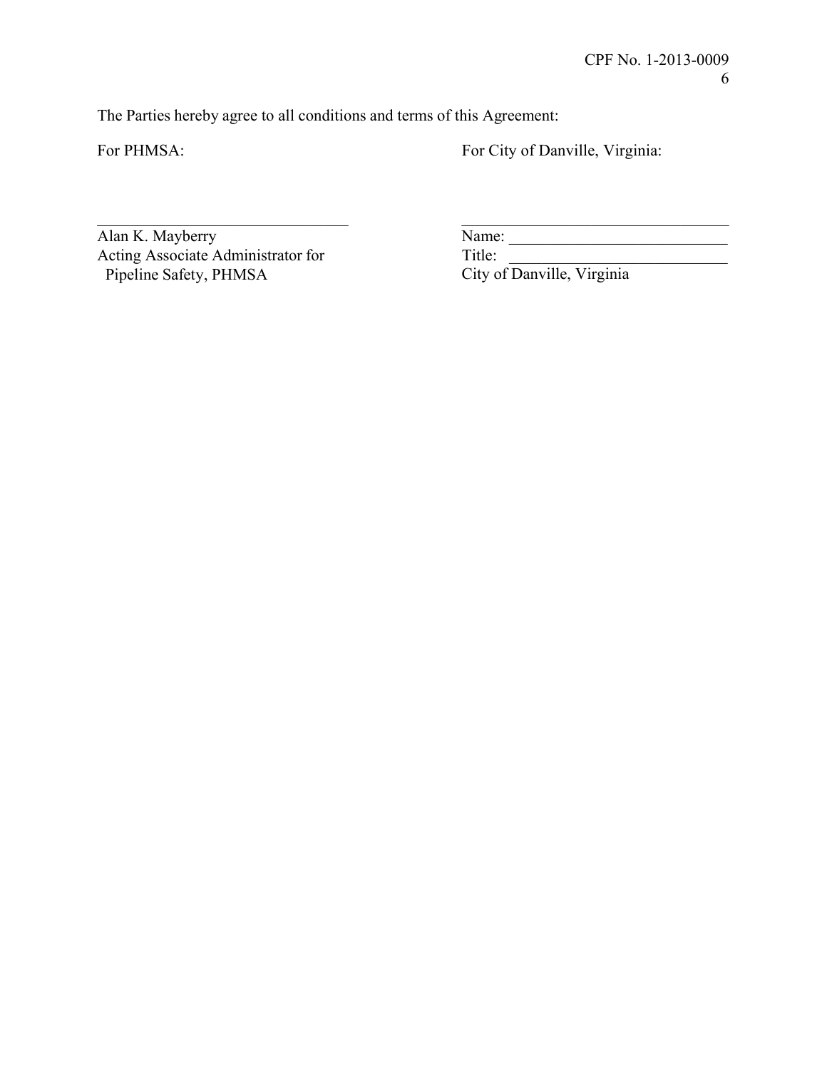The Parties hereby agree to all conditions and terms of this Agreement:

| For PHMSA: | For City of Danville, Virginia: |
| --- | --- |
| _______________________________ | _________________________________ |
| Alan K. Mayberry | Name: ___________________________ |
| Acting Associate Administrator for Pipeline Safety, PHMSA | Title: ___________________________ |
| | City of Danville, Virginia |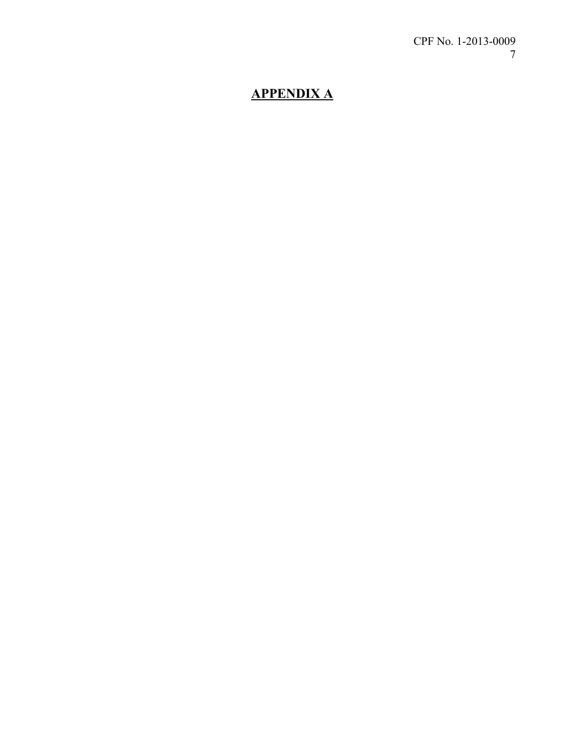# APPENDIX A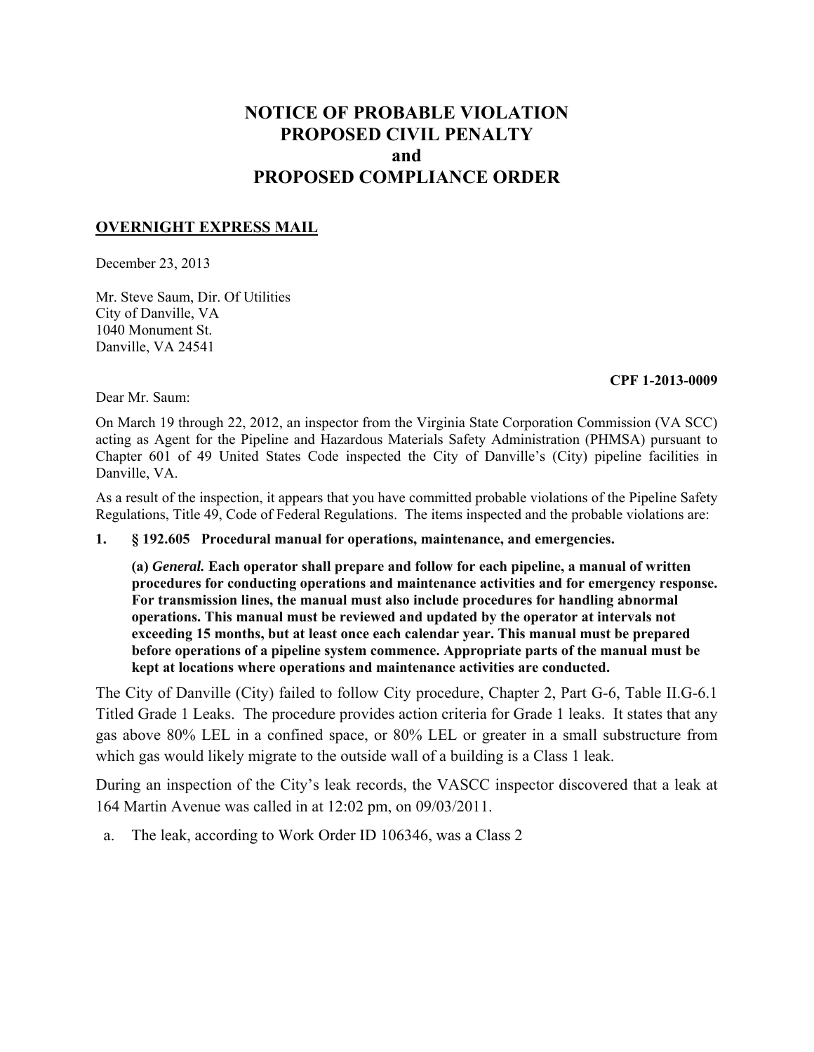# NOTICE OF PROBABLE VIOLATION
# PROPOSED CIVIL PENALTY
# and
# PROPOSED COMPLIANCE ORDER

**OVERNIGHT EXPRESS MAIL**

December 23, 2013

Mr. Steve Saum, Dir. Of Utilities
City of Danville, VA
1040 Monument St.
Danville, VA 24541

**CPF 1-2013-0009**

Dear Mr. Saum:

On March 19 through 22, 2012, an inspector from the Virginia State Corporation Commission (VA SCC) acting as Agent for the Pipeline and Hazardous Materials Safety Administration (PHMSA) pursuant to Chapter 601 of 49 United States Code inspected the City of Danville's (City) pipeline facilities in Danville, VA.

As a result of the inspection, it appears that you have committed probable violations of the Pipeline Safety Regulations, Title 49, Code of Federal Regulations. The items inspected and the probable violations are:

**1. § 192.605 Procedural manual for operations, maintenance, and emergencies.**

> **(a)** ***General.*** **Each operator shall prepare and follow for each pipeline, a manual of written procedures for conducting operations and maintenance activities and for emergency response. For transmission lines, the manual must also include procedures for handling abnormal operations. This manual must be reviewed and updated by the operator at intervals not exceeding 15 months, but at least once each calendar year. This manual must be prepared before operations of a pipeline system commence. Appropriate parts of the manual must be kept at locations where operations and maintenance activities are conducted.**

The City of Danville (City) failed to follow City procedure, Chapter 2, Part G-6, Table II.G-6.1 Titled Grade 1 Leaks. The procedure provides action criteria for Grade 1 leaks. It states that any gas above 80% LEL in a confined space, or 80% LEL or greater in a small substructure from which gas would likely migrate to the outside wall of a building is a Class 1 leak.

During an inspection of the City's leak records, the VASCC inspector discovered that a leak at 164 Martin Avenue was called in at 12:02 pm, on 09/03/2011.

a. The leak, according to Work Order ID 106346, was a Class 2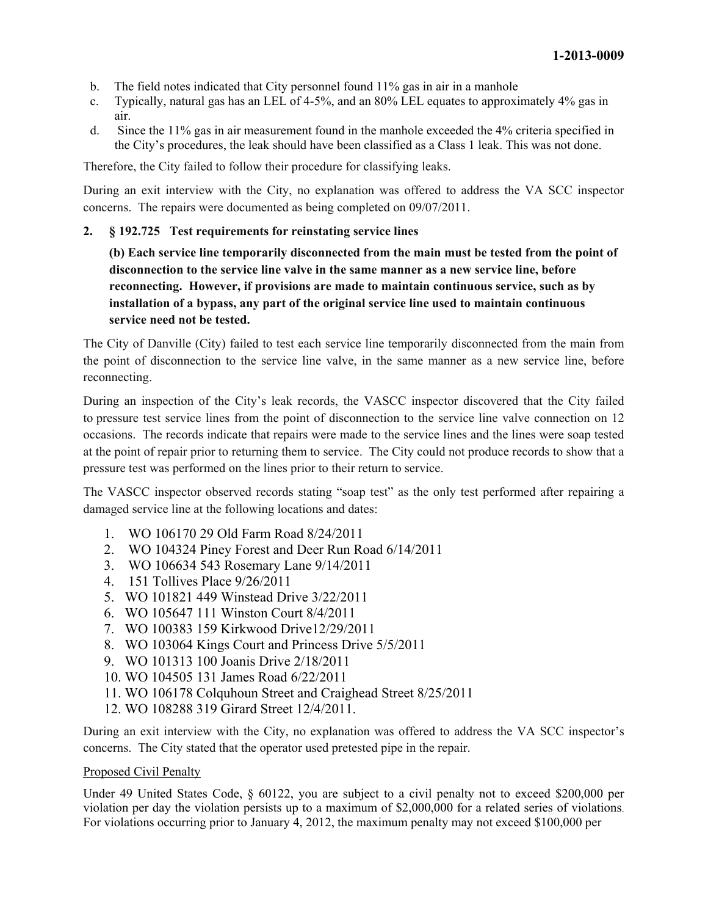b. The field notes indicated that City personnel found 11% gas in air in a manhole
c. Typically, natural gas has an LEL of 4-5%, and an 80% LEL equates to approximately 4% gas in air.
d. Since the 11% gas in air measurement found in the manhole exceeded the 4% criteria specified in the City's procedures, the leak should have been classified as a Class 1 leak. This was not done.

Therefore, the City failed to follow their procedure for classifying leaks.

During an exit interview with the City, no explanation was offered to address the VA SCC inspector concerns. The repairs were documented as being completed on 09/07/2011.

**2. § 192.725 Test requirements for reinstating service lines**

**(b) Each service line temporarily disconnected from the main must be tested from the point of disconnection to the service line valve in the same manner as a new service line, before reconnecting. However, if provisions are made to maintain continuous service, such as by installation of a bypass, any part of the original service line used to maintain continuous service need not be tested.**

The City of Danville (City) failed to test each service line temporarily disconnected from the main from the point of disconnection to the service line valve, in the same manner as a new service line, before reconnecting.

During an inspection of the City's leak records, the VASCC inspector discovered that the City failed to pressure test service lines from the point of disconnection to the service line valve connection on 12 occasions. The records indicate that repairs were made to the service lines and the lines were soap tested at the point of repair prior to returning them to service. The City could not produce records to show that a pressure test was performed on the lines prior to their return to service.

The VASCC inspector observed records stating "soap test" as the only test performed after repairing a damaged service line at the following locations and dates:

1. WO 106170 29 Old Farm Road 8/24/2011
2. WO 104324 Piney Forest and Deer Run Road 6/14/2011
3. WO 106634 543 Rosemary Lane 9/14/2011
4. 151 Tollives Place 9/26/2011
5. WO 101821 449 Winstead Drive 3/22/2011
6. WO 105647 111 Winston Court 8/4/2011
7. WO 100383 159 Kirkwood Drive12/29/2011
8. WO 103064 Kings Court and Princess Drive 5/5/2011
9. WO 101313 100 Joanis Drive 2/18/2011
10. WO 104505 131 James Road 6/22/2011
11. WO 106178 Colquhoun Street and Craighead Street 8/25/2011
12. WO 108288 319 Girard Street 12/4/2011.

During an exit interview with the City, no explanation was offered to address the VA SCC inspector's concerns. The City stated that the operator used pretested pipe in the repair.

<u>Proposed Civil Penalty</u>

Under 49 United States Code, § 60122, you are subject to a civil penalty not to exceed $200,000 per violation per day the violation persists up to a maximum of $2,000,000 for a related series of violations. For violations occurring prior to January 4, 2012, the maximum penalty may not exceed $100,000 per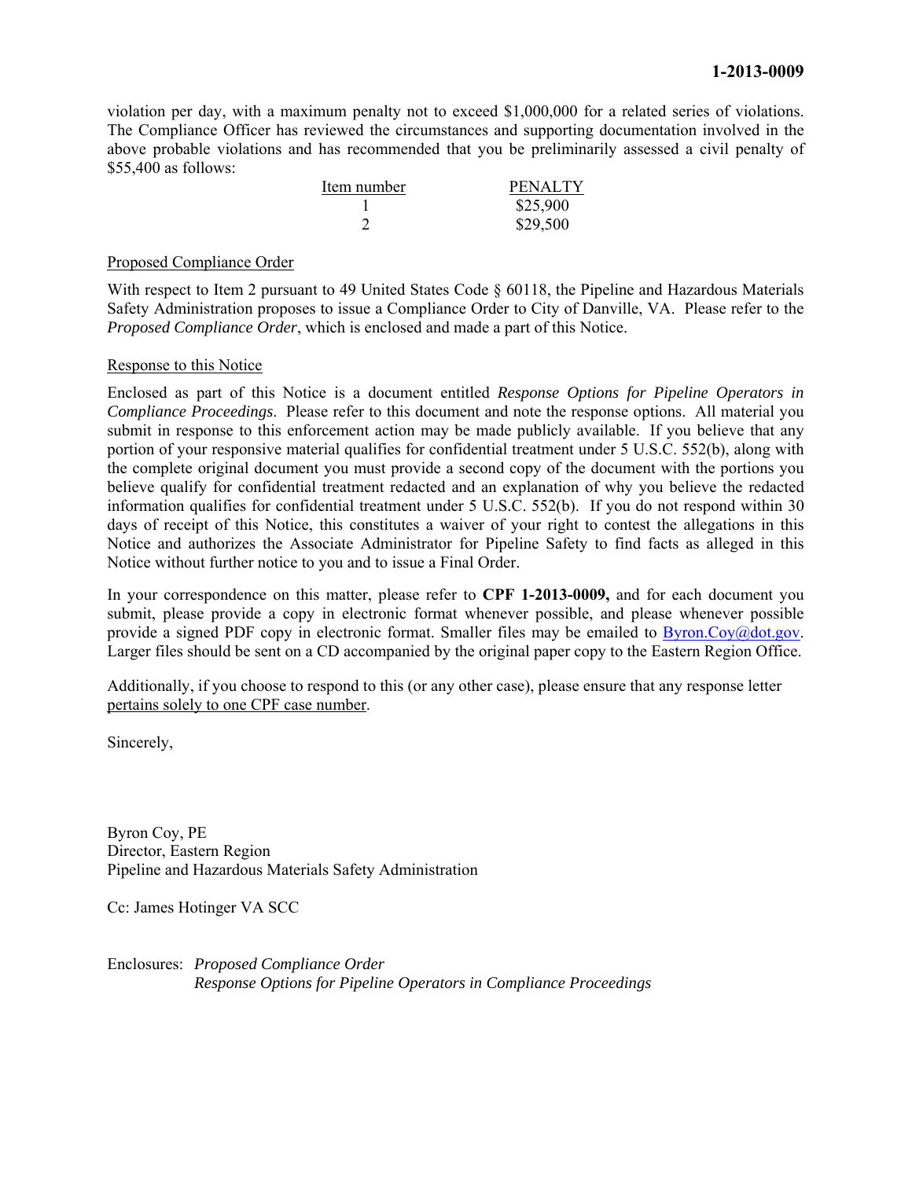violation per day, with a maximum penalty not to exceed $1,000,000 for a related series of violations. The Compliance Officer has reviewed the circumstances and supporting documentation involved in the above probable violations and has recommended that you be preliminarily assessed a civil penalty of $55,400 as follows:

| Item number | PENALTY |
|---|---|
| 1 | $25,900 |
| 2 | $29,500 |

Proposed Compliance Order

With respect to Item 2 pursuant to 49 United States Code § 60118, the Pipeline and Hazardous Materials Safety Administration proposes to issue a Compliance Order to City of Danville, VA. Please refer to the *Proposed Compliance Order*, which is enclosed and made a part of this Notice.

Response to this Notice

Enclosed as part of this Notice is a document entitled *Response Options for Pipeline Operators in Compliance Proceedings*. Please refer to this document and note the response options. All material you submit in response to this enforcement action may be made publicly available. If you believe that any portion of your responsive material qualifies for confidential treatment under 5 U.S.C. 552(b), along with the complete original document you must provide a second copy of the document with the portions you believe qualify for confidential treatment redacted and an explanation of why you believe the redacted information qualifies for confidential treatment under 5 U.S.C. 552(b). If you do not respond within 30 days of receipt of this Notice, this constitutes a waiver of your right to contest the allegations in this Notice and authorizes the Associate Administrator for Pipeline Safety to find facts as alleged in this Notice without further notice to you and to issue a Final Order.

In your correspondence on this matter, please refer to **CPF 1-2013-0009,** and for each document you submit, please provide a copy in electronic format whenever possible, and please whenever possible provide a signed PDF copy in electronic format. Smaller files may be emailed to Byron.Coy@dot.gov. Larger files should be sent on a CD accompanied by the original paper copy to the Eastern Region Office.

Additionally, if you choose to respond to this (or any other case), please ensure that any response letter pertains solely to one CPF case number.

Sincerely,

Byron Coy, PE
Director, Eastern Region
Pipeline and Hazardous Materials Safety Administration

Cc: James Hotinger VA SCC

Enclosures: *Proposed Compliance Order*
*Response Options for Pipeline Operators in Compliance Proceedings*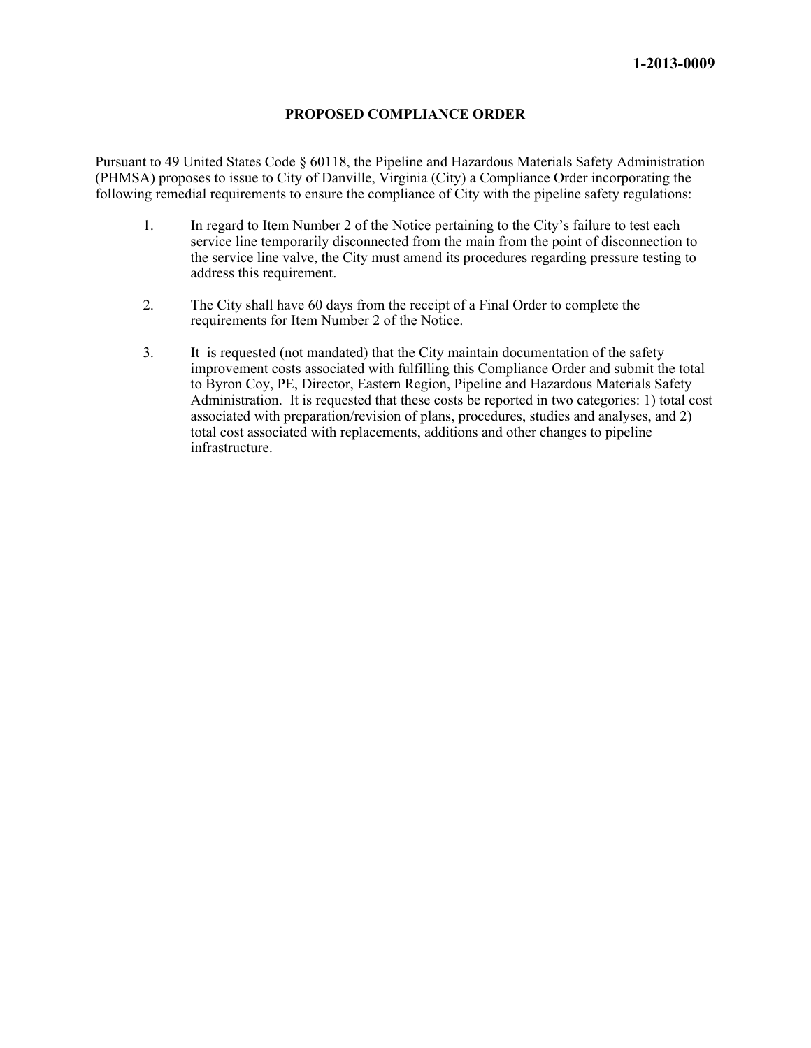**1-2013-0009**

## PROPOSED COMPLIANCE ORDER

Pursuant to 49 United States Code § 60118, the Pipeline and Hazardous Materials Safety Administration (PHMSA) proposes to issue to City of Danville, Virginia (City) a Compliance Order incorporating the following remedial requirements to ensure the compliance of City with the pipeline safety regulations:

1. In regard to Item Number 2 of the Notice pertaining to the City's failure to test each service line temporarily disconnected from the main from the point of disconnection to the service line valve, the City must amend its procedures regarding pressure testing to address this requirement.

2. The City shall have 60 days from the receipt of a Final Order to complete the requirements for Item Number 2 of the Notice.

3. It is requested (not mandated) that the City maintain documentation of the safety improvement costs associated with fulfilling this Compliance Order and submit the total to Byron Coy, PE, Director, Eastern Region, Pipeline and Hazardous Materials Safety Administration. It is requested that these costs be reported in two categories: 1) total cost associated with preparation/revision of plans, procedures, studies and analyses, and 2) total cost associated with replacements, additions and other changes to pipeline infrastructure.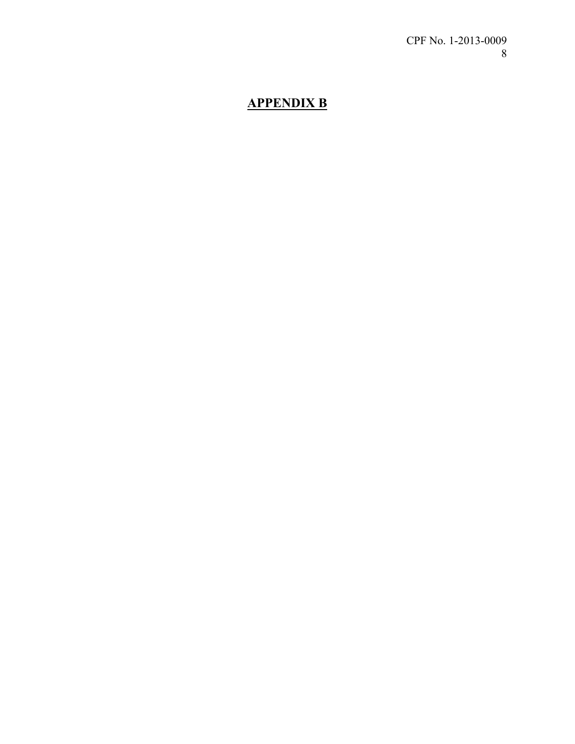# APPENDIX B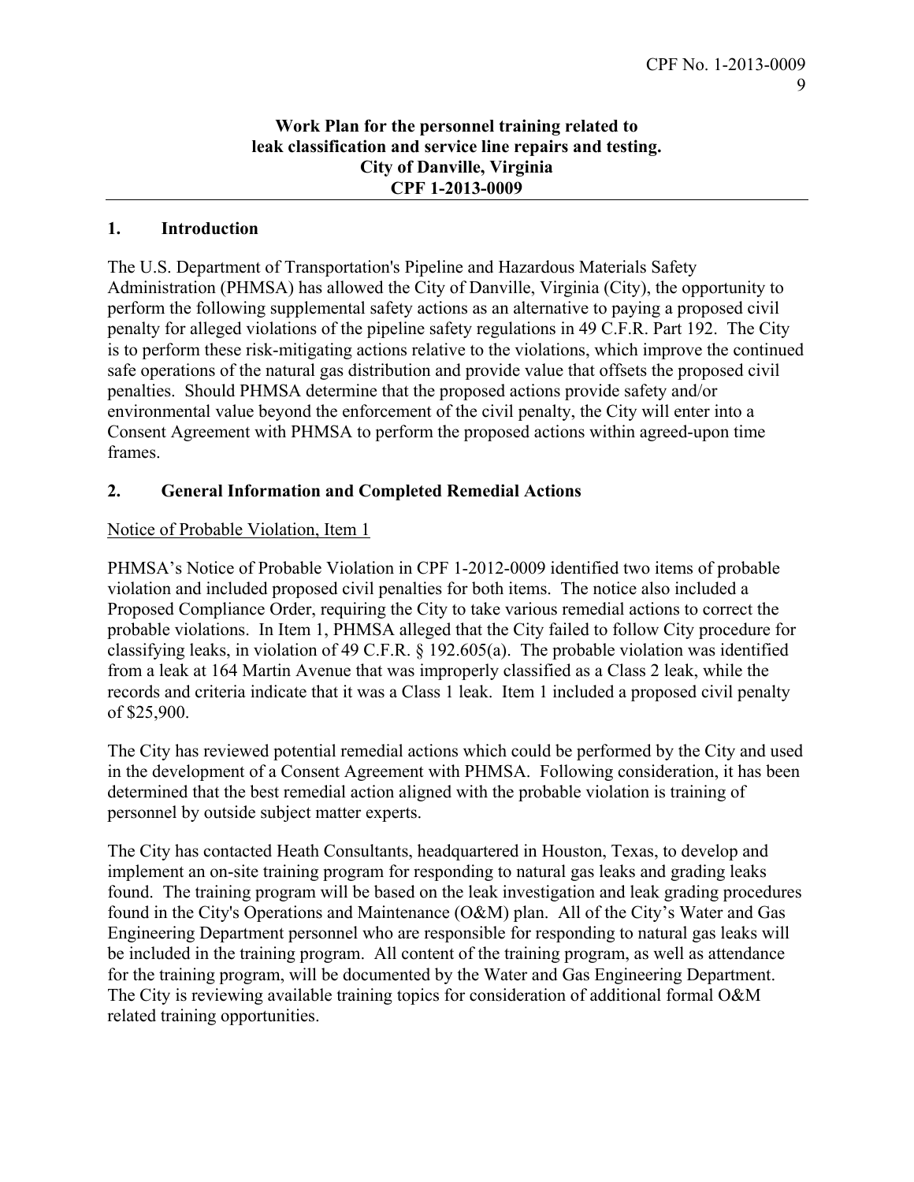**Work Plan for the personnel training related to leak classification and service line repairs and testing.**
**City of Danville, Virginia**
**CPF 1-2013-0009**

## 1. Introduction

The U.S. Department of Transportation's Pipeline and Hazardous Materials Safety Administration (PHMSA) has allowed the City of Danville, Virginia (City), the opportunity to perform the following supplemental safety actions as an alternative to paying a proposed civil penalty for alleged violations of the pipeline safety regulations in 49 C.F.R. Part 192. The City is to perform these risk-mitigating actions relative to the violations, which improve the continued safe operations of the natural gas distribution and provide value that offsets the proposed civil penalties. Should PHMSA determine that the proposed actions provide safety and/or environmental value beyond the enforcement of the civil penalty, the City will enter into a Consent Agreement with PHMSA to perform the proposed actions within agreed-upon time frames.

## 2. General Information and Completed Remedial Actions

Notice of Probable Violation, Item 1

PHMSA's Notice of Probable Violation in CPF 1-2012-0009 identified two items of probable violation and included proposed civil penalties for both items. The notice also included a Proposed Compliance Order, requiring the City to take various remedial actions to correct the probable violations. In Item 1, PHMSA alleged that the City failed to follow City procedure for classifying leaks, in violation of 49 C.F.R. § 192.605(a). The probable violation was identified from a leak at 164 Martin Avenue that was improperly classified as a Class 2 leak, while the records and criteria indicate that it was a Class 1 leak. Item 1 included a proposed civil penalty of $25,900.

The City has reviewed potential remedial actions which could be performed by the City and used in the development of a Consent Agreement with PHMSA. Following consideration, it has been determined that the best remedial action aligned with the probable violation is training of personnel by outside subject matter experts.

The City has contacted Heath Consultants, headquartered in Houston, Texas, to develop and implement an on-site training program for responding to natural gas leaks and grading leaks found. The training program will be based on the leak investigation and leak grading procedures found in the City's Operations and Maintenance (O&M) plan. All of the City's Water and Gas Engineering Department personnel who are responsible for responding to natural gas leaks will be included in the training program. All content of the training program, as well as attendance for the training program, will be documented by the Water and Gas Engineering Department. The City is reviewing available training topics for consideration of additional formal O&M related training opportunities.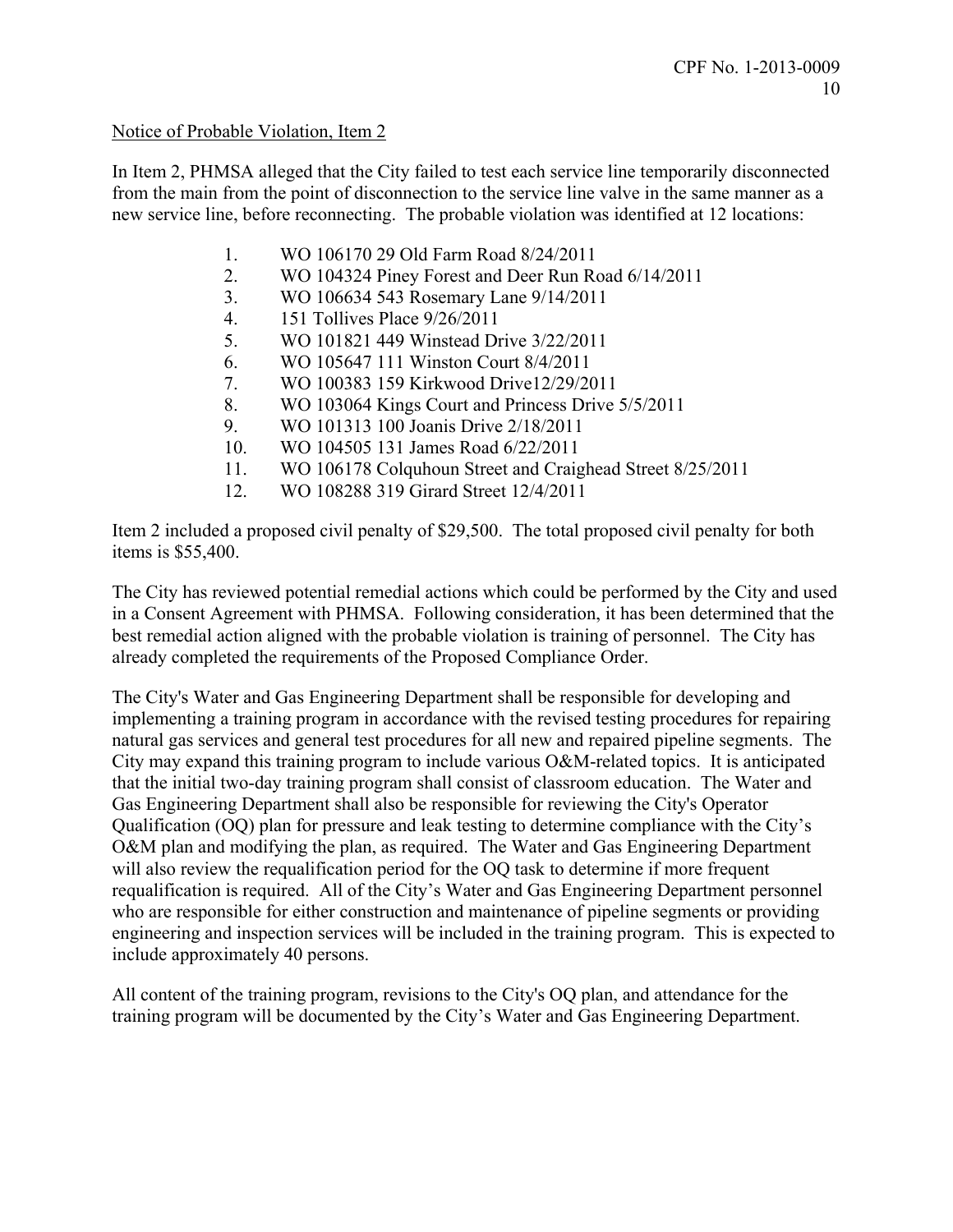Notice of Probable Violation, Item 2

In Item 2, PHMSA alleged that the City failed to test each service line temporarily disconnected from the main from the point of disconnection to the service line valve in the same manner as a new service line, before reconnecting. The probable violation was identified at 12 locations:

1. WO 106170 29 Old Farm Road 8/24/2011
2. WO 104324 Piney Forest and Deer Run Road 6/14/2011
3. WO 106634 543 Rosemary Lane 9/14/2011
4. 151 Tollives Place 9/26/2011
5. WO 101821 449 Winstead Drive 3/22/2011
6. WO 105647 111 Winston Court 8/4/2011
7. WO 100383 159 Kirkwood Drive12/29/2011
8. WO 103064 Kings Court and Princess Drive 5/5/2011
9. WO 101313 100 Joanis Drive 2/18/2011
10. WO 104505 131 James Road 6/22/2011
11. WO 106178 Colquhoun Street and Craighead Street 8/25/2011
12. WO 108288 319 Girard Street 12/4/2011

Item 2 included a proposed civil penalty of $29,500. The total proposed civil penalty for both items is $55,400.

The City has reviewed potential remedial actions which could be performed by the City and used in a Consent Agreement with PHMSA. Following consideration, it has been determined that the best remedial action aligned with the probable violation is training of personnel. The City has already completed the requirements of the Proposed Compliance Order.

The City's Water and Gas Engineering Department shall be responsible for developing and implementing a training program in accordance with the revised testing procedures for repairing natural gas services and general test procedures for all new and repaired pipeline segments. The City may expand this training program to include various O&M-related topics. It is anticipated that the initial two-day training program shall consist of classroom education. The Water and Gas Engineering Department shall also be responsible for reviewing the City's Operator Qualification (OQ) plan for pressure and leak testing to determine compliance with the City's O&M plan and modifying the plan, as required. The Water and Gas Engineering Department will also review the requalification period for the OQ task to determine if more frequent requalification is required. All of the City's Water and Gas Engineering Department personnel who are responsible for either construction and maintenance of pipeline segments or providing engineering and inspection services will be included in the training program. This is expected to include approximately 40 persons.

All content of the training program, revisions to the City's OQ plan, and attendance for the training program will be documented by the City's Water and Gas Engineering Department.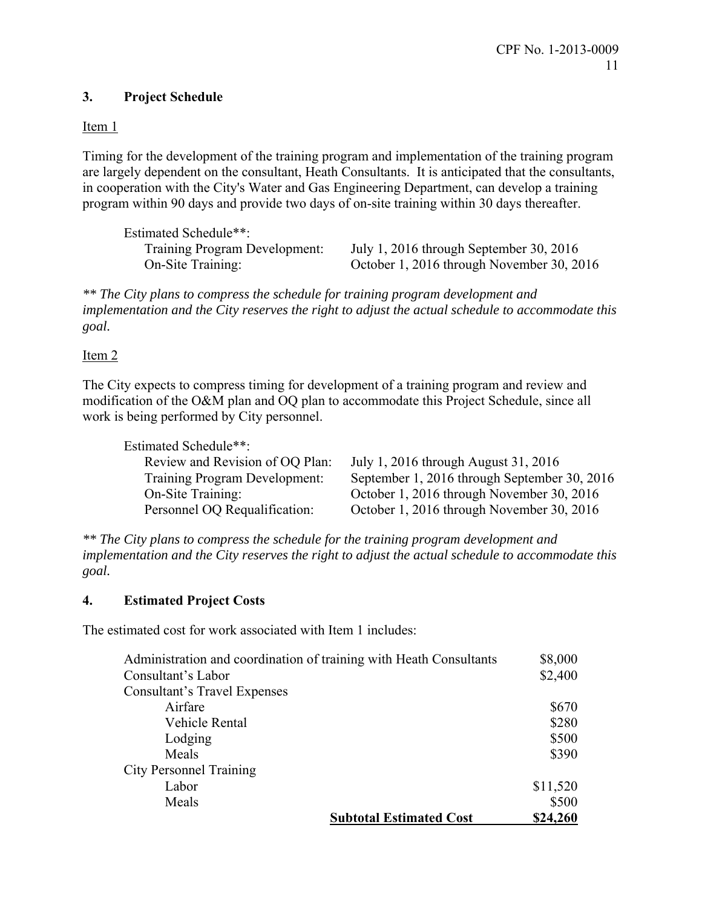## 3. Project Schedule

Item 1

Timing for the development of the training program and implementation of the training program are largely dependent on the consultant, Heath Consultants. It is anticipated that the consultants, in cooperation with the City's Water and Gas Engineering Department, can develop a training program within 90 days and provide two days of on-site training within 30 days thereafter.

Estimated Schedule**:

| | |
|---|---|
| Training Program Development: | July 1, 2016 through September 30, 2016 |
| On-Site Training: | October 1, 2016 through November 30, 2016 |

*** The City plans to compress the schedule for training program development and implementation and the City reserves the right to adjust the actual schedule to accommodate this goal.*

Item 2

The City expects to compress timing for development of a training program and review and modification of the O&M plan and OQ plan to accommodate this Project Schedule, since all work is being performed by City personnel.

Estimated Schedule**:

| | |
|---|---|
| Review and Revision of OQ Plan: | July 1, 2016 through August 31, 2016 |
| Training Program Development: | September 1, 2016 through September 30, 2016 |
| On-Site Training: | October 1, 2016 through November 30, 2016 |
| Personnel OQ Requalification: | October 1, 2016 through November 30, 2016 |

*** The City plans to compress the schedule for the training program development and implementation and the City reserves the right to adjust the actual schedule to accommodate this goal.*

## 4. Estimated Project Costs

The estimated cost for work associated with Item 1 includes:

| Item | Cost |
|---|---|
| Administration and coordination of training with Heath Consultants | $8,000 |
| Consultant's Labor | $2,400 |
| Consultant's Travel Expenses | |
| Airfare | $670 |
| Vehicle Rental | $280 |
| Lodging | $500 |
| Meals | $390 |
| City Personnel Training | |
| Labor | $11,520 |
| Meals | $500 |
| **Subtotal Estimated Cost** | **$24,260** |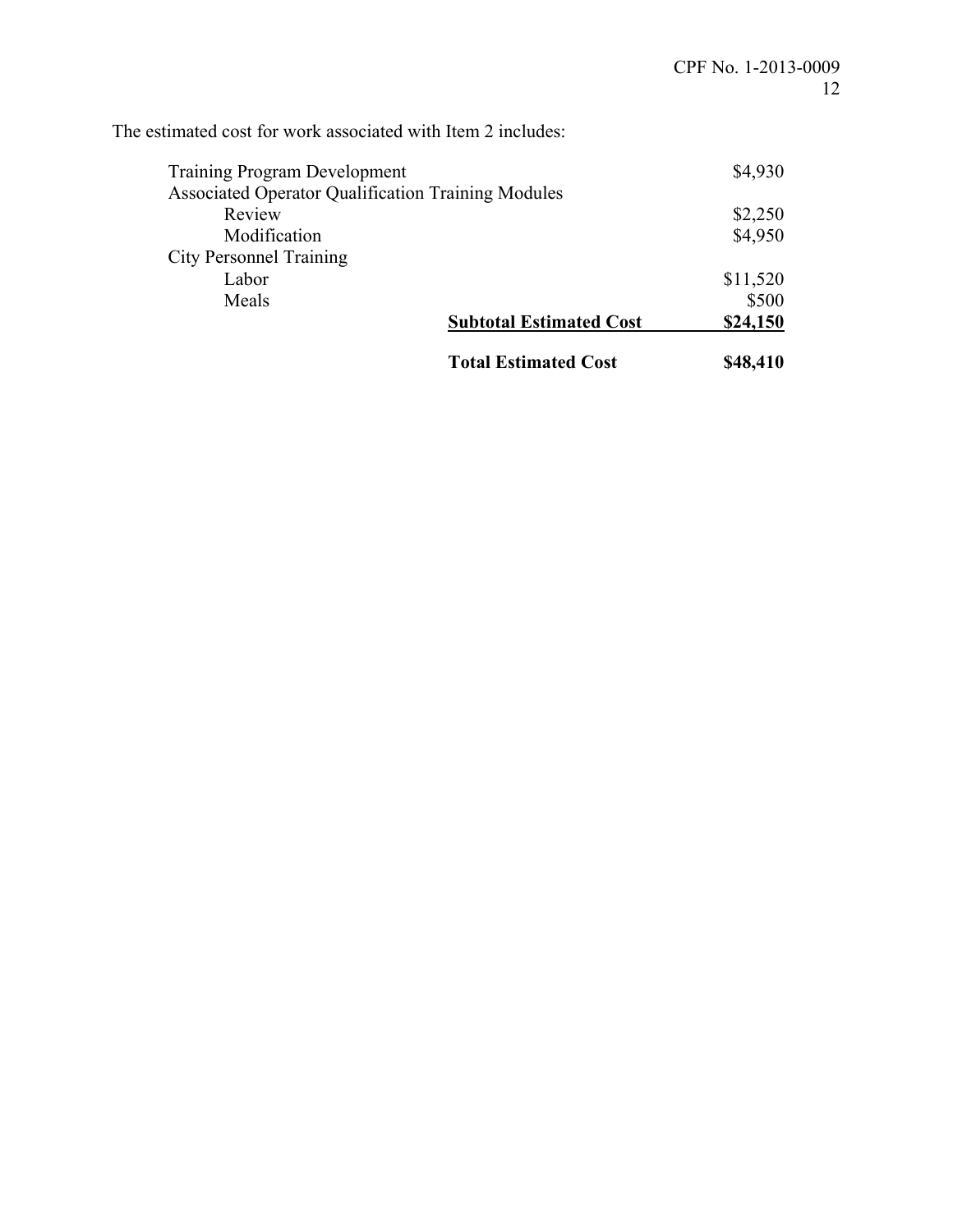The estimated cost for work associated with Item 2 includes:

| | | |
|---|---|---|
| Training Program Development | | $4,930 |
| Associated Operator Qualification Training Modules | | |
| Review | | $2,250 |
| Modification | | $4,950 |
| City Personnel Training | | |
| Labor | | $11,520 |
| Meals | | $500 |
| | **Subtotal Estimated Cost** | **$24,150** |
| | **Total Estimated Cost** | **$48,410** |